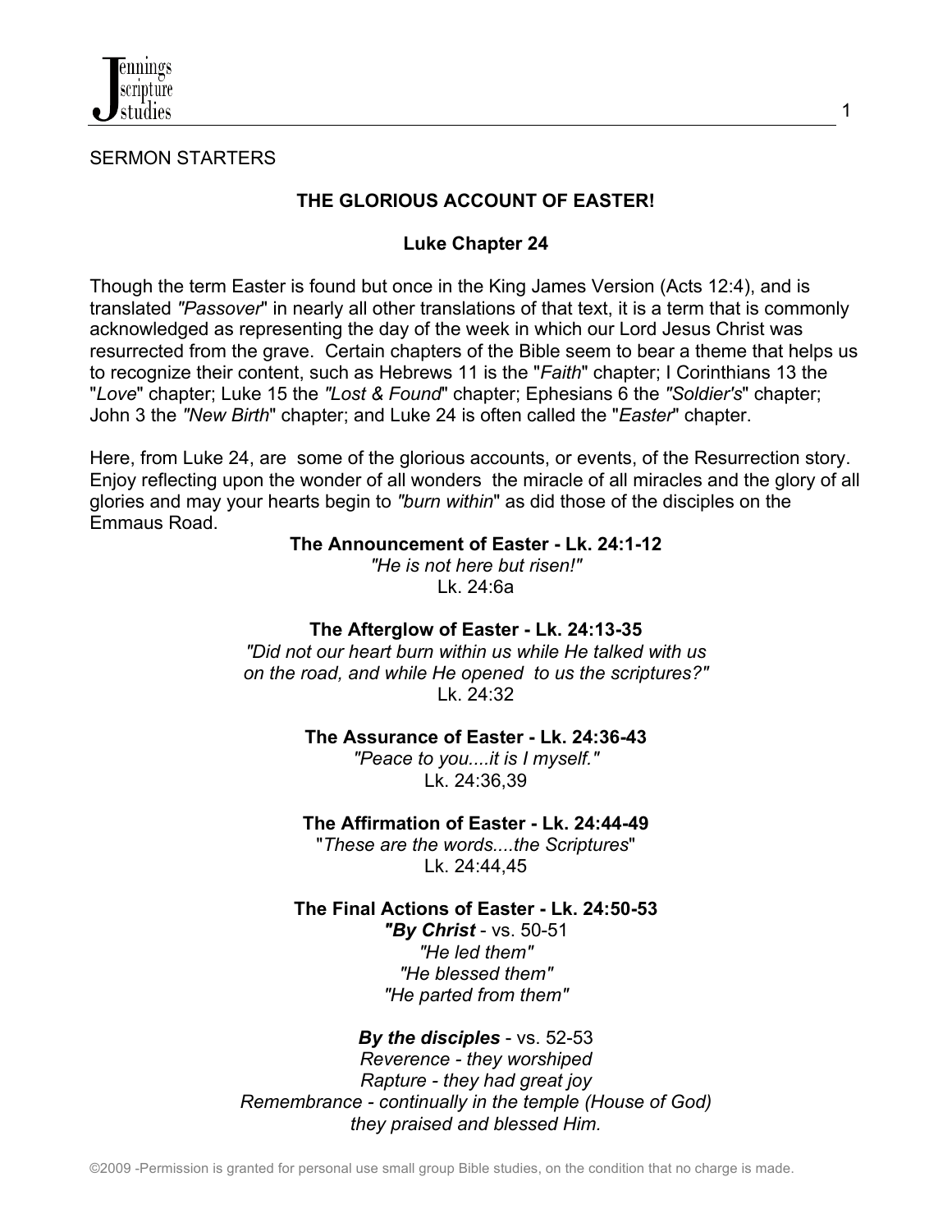SERMON STARTERS

## THE GLORIOUS ACCOUNT OF EASTER!

### Luke Chapter 24

Though the term Easter is found but once in the King James Version (Acts 12:4), and is translated *"Passover"* in nearly all other translations of that text, it is a term that is commonly acknowledged as representing the day of the week in which our Lord Jesus Christ was resurrected from the grave. Certain chapters of the Bible seem to bear a theme that helps us to recognize their content, such as Hebrews 11 is the "*Faith*" chapter; I Corinthians 13 the "*Love*" chapter; Luke 15 the *"Lost & Found"* chapter; Ephesians 6 the *"Soldier's"* chapter; John 3 the *"New Birth"* chapter; and Luke 24 is often called the "*Easter*" chapter.

Here, from Luke 24, are some of the glorious accounts, or events, of the Resurrection story. Enjoy reflecting upon the wonder of all wonders the miracle of all miracles and the glory of all glories and may your hearts begin to *"burn within"* as did those of the disciples on the Emmaus Road.

**The Announcement of Easter - Lk. 24:1-12**

*"He is not here but risen!"*
Lk. 24:6a

**The Afterglow of Easter - Lk. 24:13-35**

*"Did not our heart burn within us while He talked with us on the road, and while He opened to us the scriptures?"*
Lk. 24:32

**The Assurance of Easter - Lk. 24:36-43**

*"Peace to you....it is I myself."*
Lk. 24:36,39

**The Affirmation of Easter - Lk. 24:44-49**

"*These are the words....the Scriptures*"
Lk. 24:44,45

**The Final Actions of Easter - Lk. 24:50-53**

***"By Christ*** - vs. 50-51
*"He led them"*
*"He blessed them"*
*"He parted from them"*

***By the disciples*** - vs. 52-53
*Reverence - they worshiped*
*Rapture - they had great joy*
*Remembrance - continually in the temple (House of God) they praised and blessed Him.*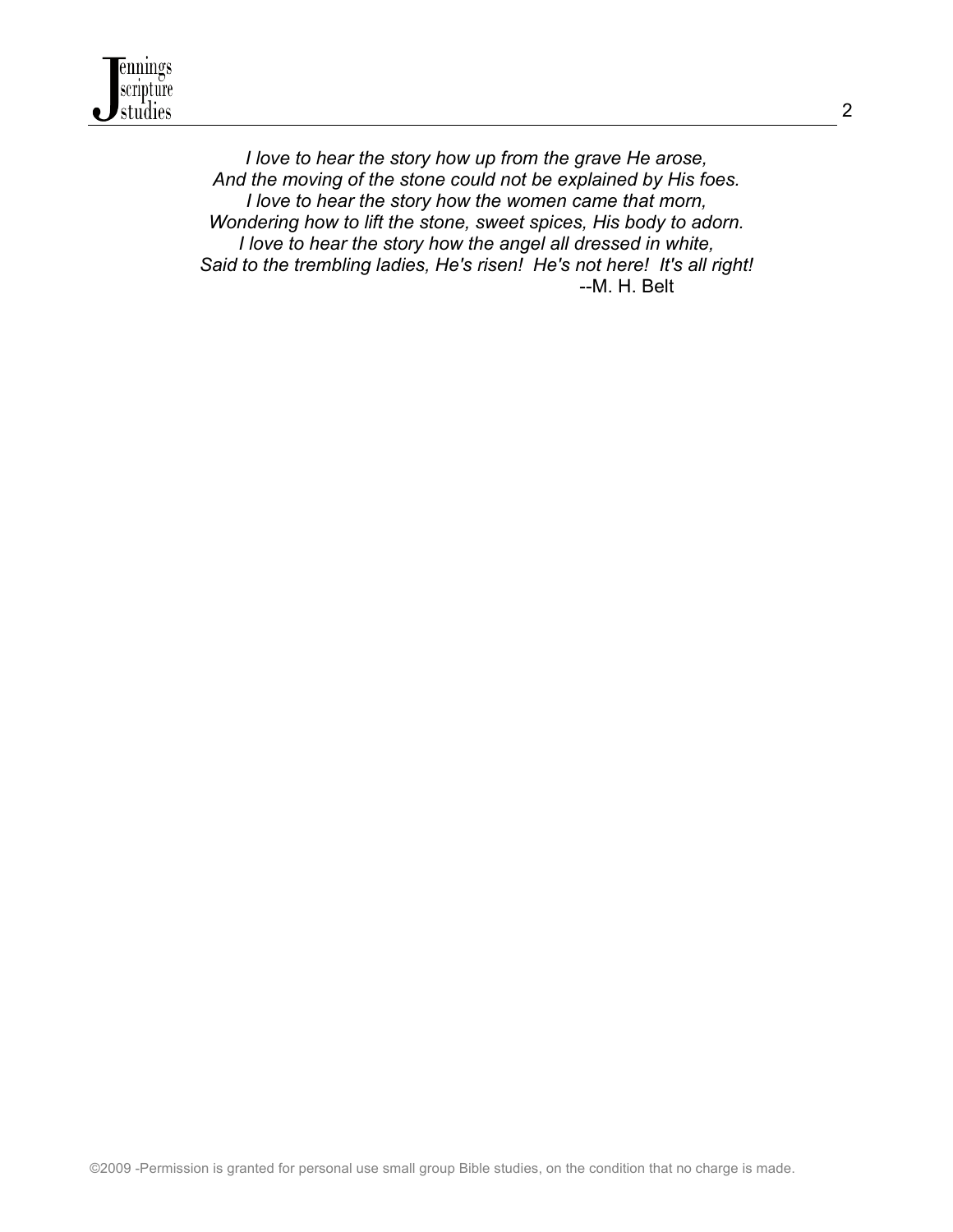*I love to hear the story how up from the grave He arose,*
*And the moving of the stone could not be explained by His foes.*
*I love to hear the story how the women came that morn,*
*Wondering how to lift the stone, sweet spices, His body to adorn.*
*I love to hear the story how the angel all dressed in white,*
*Said to the trembling ladies, He's risen! He's not here! It's all right!*

--M. H. Belt

©2009 -Permission is granted for personal use small group Bible studies, on the condition that no charge is made.